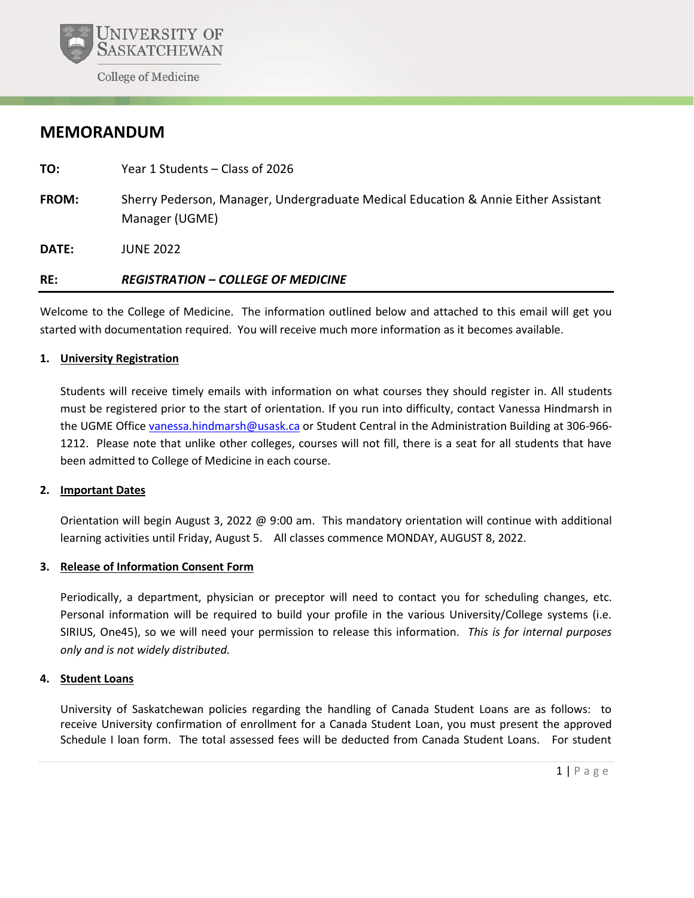University of Saskatchewan
College of Medicine

# MEMORANDUM

**TO:** Year 1 Students – Class of 2026

**FROM:** Sherry Pederson, Manager, Undergraduate Medical Education & Annie Either Assistant Manager (UGME)

**DATE:** JUNE 2022

**RE:** ***REGISTRATION – COLLEGE OF MEDICINE***

---

Welcome to the College of Medicine. The information outlined below and attached to this email will get you started with documentation required. You will receive much more information as it becomes available.

**1. University Registration**

Students will receive timely emails with information on what courses they should register in. All students must be registered prior to the start of orientation. If you run into difficulty, contact Vanessa Hindmarsh in the UGME Office vanessa.hindmarsh@usask.ca or Student Central in the Administration Building at 306-966-1212. Please note that unlike other colleges, courses will not fill, there is a seat for all students that have been admitted to College of Medicine in each course.

**2. Important Dates**

Orientation will begin August 3, 2022 @ 9:00 am. This mandatory orientation will continue with additional learning activities until Friday, August 5. All classes commence MONDAY, AUGUST 8, 2022.

**3. Release of Information Consent Form**

Periodically, a department, physician or preceptor will need to contact you for scheduling changes, etc. Personal information will be required to build your profile in the various University/College systems (i.e. SIRIUS, One45), so we will need your permission to release this information. *This is for internal purposes only and is not widely distributed.*

**4. Student Loans**

University of Saskatchewan policies regarding the handling of Canada Student Loans are as follows: to receive University confirmation of enrollment for a Canada Student Loan, you must present the approved Schedule I loan form. The total assessed fees will be deducted from Canada Student Loans. For student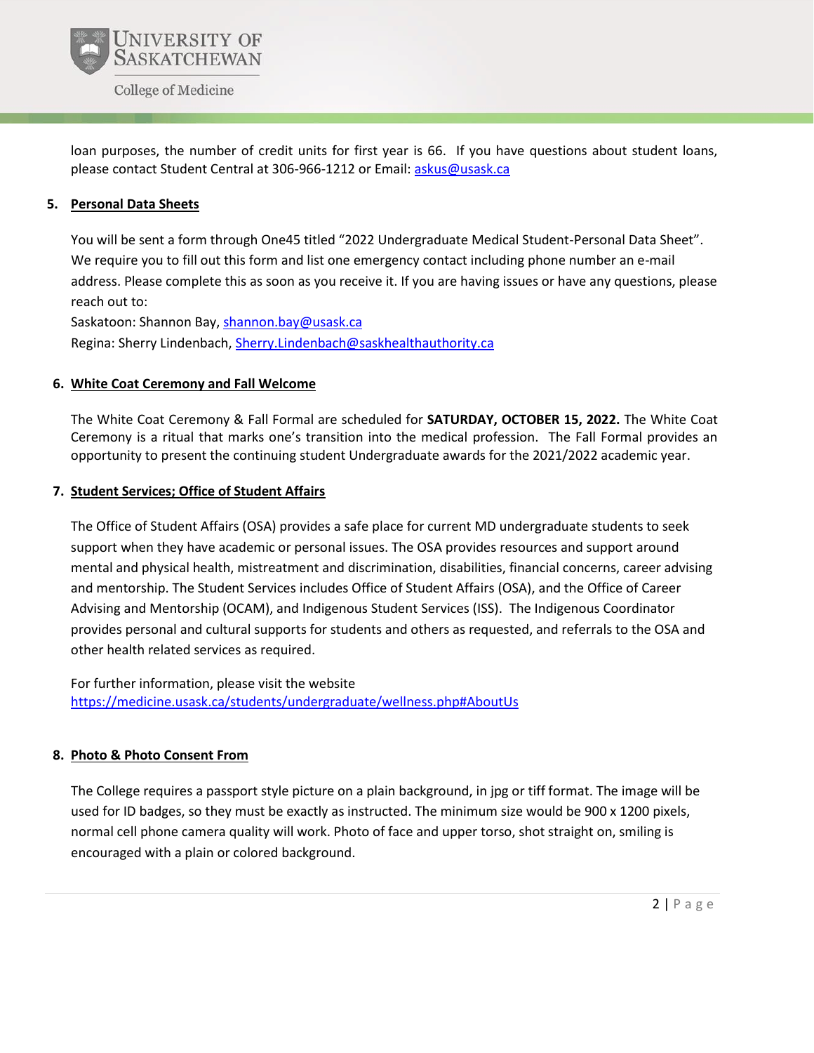loan purposes, the number of credit units for first year is 66. If you have questions about student loans, please contact Student Central at 306-966-1212 or Email: askus@usask.ca

5. **Personal Data Sheets**

You will be sent a form through One45 titled "2022 Undergraduate Medical Student-Personal Data Sheet". We require you to fill out this form and list one emergency contact including phone number an e-mail address. Please complete this as soon as you receive it. If you are having issues or have any questions, please reach out to:

Saskatoon: Shannon Bay, shannon.bay@usask.ca

Regina: Sherry Lindenbach, Sherry.Lindenbach@saskhealthauthority.ca

6. **White Coat Ceremony and Fall Welcome**

The White Coat Ceremony & Fall Formal are scheduled for **SATURDAY, OCTOBER 15, 2022.** The White Coat Ceremony is a ritual that marks one's transition into the medical profession. The Fall Formal provides an opportunity to present the continuing student Undergraduate awards for the 2021/2022 academic year.

7. **Student Services; Office of Student Affairs**

The Office of Student Affairs (OSA) provides a safe place for current MD undergraduate students to seek support when they have academic or personal issues. The OSA provides resources and support around mental and physical health, mistreatment and discrimination, disabilities, financial concerns, career advising and mentorship. The Student Services includes Office of Student Affairs (OSA), and the Office of Career Advising and Mentorship (OCAM), and Indigenous Student Services (ISS). The Indigenous Coordinator provides personal and cultural supports for students and others as requested, and referrals to the OSA and other health related services as required.

For further information, please visit the website https://medicine.usask.ca/students/undergraduate/wellness.php#AboutUs

8. **Photo & Photo Consent From**

The College requires a passport style picture on a plain background, in jpg or tiff format. The image will be used for ID badges, so they must be exactly as instructed. The minimum size would be 900 x 1200 pixels, normal cell phone camera quality will work. Photo of face and upper torso, shot straight on, smiling is encouraged with a plain or colored background.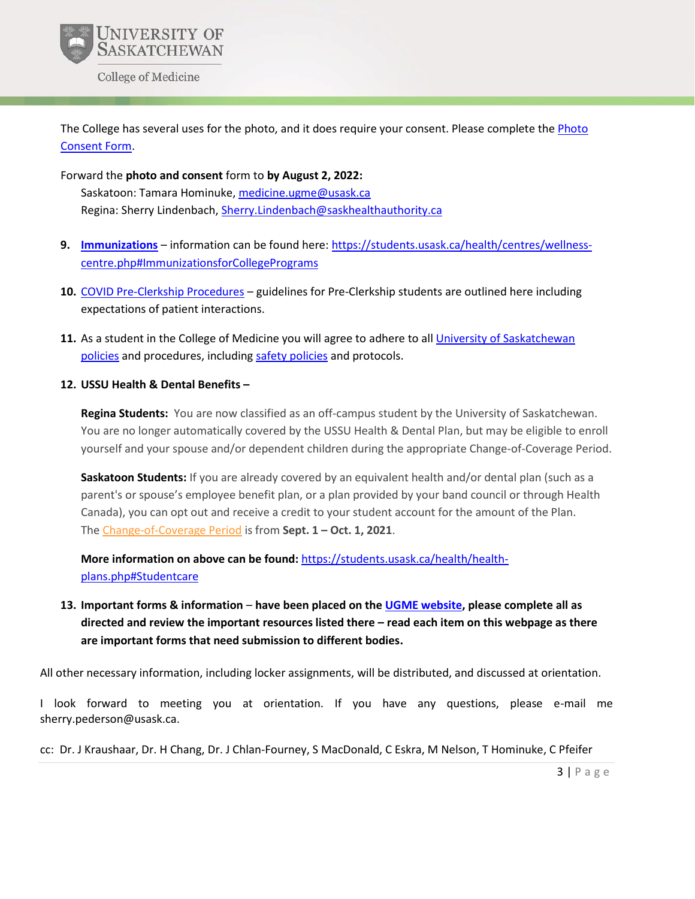The College has several uses for the photo, and it does require your consent. Please complete the Photo Consent Form.

Forward the **photo and consent** form to **by August 2, 2022:**

Saskatoon: Tamara Hominuke, medicine.ugme@usask.ca
Regina: Sherry Lindenbach, Sherry.Lindenbach@saskhealthauthority.ca

9. **Immunizations** – information can be found here: https://students.usask.ca/health/centres/wellness-centre.php#ImmunizationsforCollegePrograms

10. COVID Pre-Clerkship Procedures – guidelines for Pre-Clerkship students are outlined here including expectations of patient interactions.

11. As a student in the College of Medicine you will agree to adhere to all University of Saskatchewan policies and procedures, including safety policies and protocols.

12. **USSU Health & Dental Benefits –**

    **Regina Students:** You are now classified as an off-campus student by the University of Saskatchewan. You are no longer automatically covered by the USSU Health & Dental Plan, but may be eligible to enroll yourself and your spouse and/or dependent children during the appropriate Change-of-Coverage Period.

    **Saskatoon Students:** If you are already covered by an equivalent health and/or dental plan (such as a parent's or spouse's employee benefit plan, or a plan provided by your band council or through Health Canada), you can opt out and receive a credit to your student account for the amount of the Plan. The Change-of-Coverage Period is from **Sept. 1 – Oct. 1, 2021**.

    **More information on above can be found:** https://students.usask.ca/health/health-plans.php#Studentcare

13. **Important forms & information** – **have been placed on the UGME website, please complete all as directed and review the important resources listed there – read each item on this webpage as there are important forms that need submission to different bodies.**

All other necessary information, including locker assignments, will be distributed, and discussed at orientation.

I look forward to meeting you at orientation. If you have any questions, please e-mail me sherry.pederson@usask.ca.

cc: Dr. J Kraushaar, Dr. H Chang, Dr. J Chlan-Fourney, S MacDonald, C Eskra, M Nelson, T Hominuke, C Pfeifer